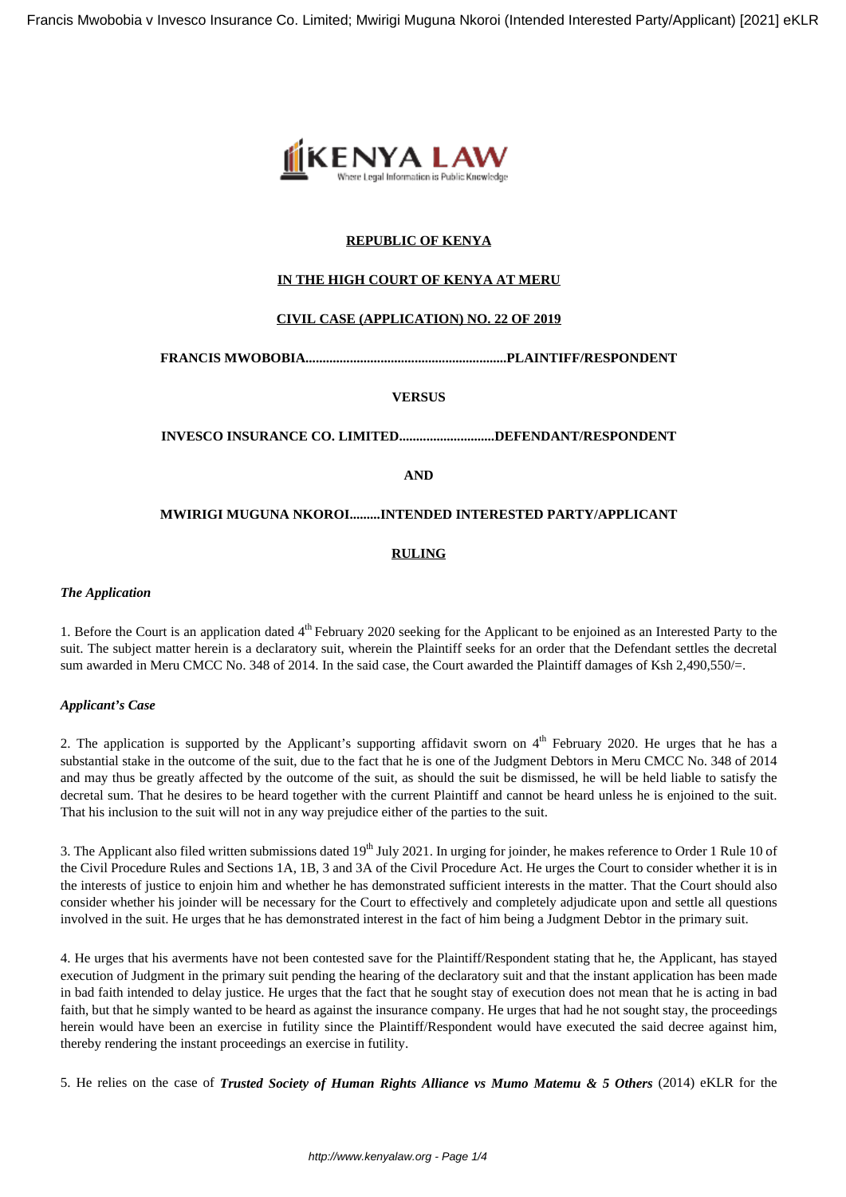**REPUBLIC OF KENYA**

**IN THE HIGH COURT OF KENYA AT MERU**

**CIVIL CASE (APPLICATION) NO. 22 OF 2019**

**FRANCIS MWOBOBIA..........................................................PLAINTIFF/RESPONDENT**

**VERSUS**

**INVESCO INSURANCE CO. LIMITED............................DEFENDANT/RESPONDENT**

**AND**

**MWIRIGI MUGUNA NKOROI.........INTENDED INTERESTED PARTY/APPLICANT**

**RULING**

***The Application***

1. Before the Court is an application dated 4th February 2020 seeking for the Applicant to be enjoined as an Interested Party to the suit. The subject matter herein is a declaratory suit, wherein the Plaintiff seeks for an order that the Defendant settles the decretal sum awarded in Meru CMCC No. 348 of 2014. In the said case, the Court awarded the Plaintiff damages of Ksh 2,490,550/=.

***Applicant's Case***

2. The application is supported by the Applicant's supporting affidavit sworn on 4th February 2020. He urges that he has a substantial stake in the outcome of the suit, due to the fact that he is one of the Judgment Debtors in Meru CMCC No. 348 of 2014 and may thus be greatly affected by the outcome of the suit, as should the suit be dismissed, he will be held liable to satisfy the decretal sum. That he desires to be heard together with the current Plaintiff and cannot be heard unless he is enjoined to the suit. That his inclusion to the suit will not in any way prejudice either of the parties to the suit.

3. The Applicant also filed written submissions dated 19th July 2021. In urging for joinder, he makes reference to Order 1 Rule 10 of the Civil Procedure Rules and Sections 1A, 1B, 3 and 3A of the Civil Procedure Act. He urges the Court to consider whether it is in the interests of justice to enjoin him and whether he has demonstrated sufficient interests in the matter. That the Court should also consider whether his joinder will be necessary for the Court to effectively and completely adjudicate upon and settle all questions involved in the suit. He urges that he has demonstrated interest in the fact of him being a Judgment Debtor in the primary suit.

4. He urges that his averments have not been contested save for the Plaintiff/Respondent stating that he, the Applicant, has stayed execution of Judgment in the primary suit pending the hearing of the declaratory suit and that the instant application has been made in bad faith intended to delay justice. He urges that the fact that he sought stay of execution does not mean that he is acting in bad faith, but that he simply wanted to be heard as against the insurance company. He urges that had he not sought stay, the proceedings herein would have been an exercise in futility since the Plaintiff/Respondent would have executed the said decree against him, thereby rendering the instant proceedings an exercise in futility.

5. He relies on the case of ***Trusted Society of Human Rights Alliance vs Mumo Matemu & 5 Others*** (2014) eKLR for the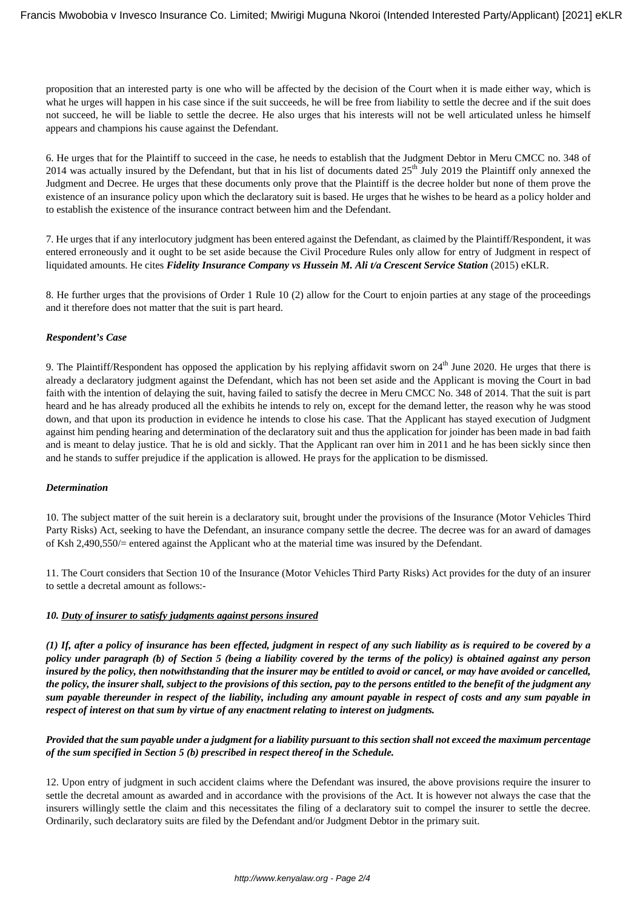proposition that an interested party is one who will be affected by the decision of the Court when it is made either way, which is what he urges will happen in his case since if the suit succeeds, he will be free from liability to settle the decree and if the suit does not succeed, he will be liable to settle the decree. He also urges that his interests will not be well articulated unless he himself appears and champions his cause against the Defendant.

6. He urges that for the Plaintiff to succeed in the case, he needs to establish that the Judgment Debtor in Meru CMCC no. 348 of 2014 was actually insured by the Defendant, but that in his list of documents dated 25th July 2019 the Plaintiff only annexed the Judgment and Decree. He urges that these documents only prove that the Plaintiff is the decree holder but none of them prove the existence of an insurance policy upon which the declaratory suit is based. He urges that he wishes to be heard as a policy holder and to establish the existence of the insurance contract between him and the Defendant.

7. He urges that if any interlocutory judgment has been entered against the Defendant, as claimed by the Plaintiff/Respondent, it was entered erroneously and it ought to be set aside because the Civil Procedure Rules only allow for entry of Judgment in respect of liquidated amounts. He cites ***Fidelity Insurance Company vs Hussein M. Ali t/a Crescent Service Station*** (2015) eKLR.

8. He further urges that the provisions of Order 1 Rule 10 (2) allow for the Court to enjoin parties at any stage of the proceedings and it therefore does not matter that the suit is part heard.

***Respondent's Case***

9. The Plaintiff/Respondent has opposed the application by his replying affidavit sworn on 24th June 2020. He urges that there is already a declaratory judgment against the Defendant, which has not been set aside and the Applicant is moving the Court in bad faith with the intention of delaying the suit, having failed to satisfy the decree in Meru CMCC No. 348 of 2014. That the suit is part heard and he has already produced all the exhibits he intends to rely on, except for the demand letter, the reason why he was stood down, and that upon its production in evidence he intends to close his case. That the Applicant has stayed execution of Judgment against him pending hearing and determination of the declaratory suit and thus the application for joinder has been made in bad faith and is meant to delay justice. That he is old and sickly. That the Applicant ran over him in 2011 and he has been sickly since then and he stands to suffer prejudice if the application is allowed. He prays for the application to be dismissed.

***Determination***

10. The subject matter of the suit herein is a declaratory suit, brought under the provisions of the Insurance (Motor Vehicles Third Party Risks) Act, seeking to have the Defendant, an insurance company settle the decree. The decree was for an award of damages of Ksh 2,490,550/= entered against the Applicant who at the material time was insured by the Defendant.

11. The Court considers that Section 10 of the Insurance (Motor Vehicles Third Party Risks) Act provides for the duty of an insurer to settle a decretal amount as follows:-

***10. <u>Duty of insurer to satisfy judgments against persons insured</u>***

***(1) If, after a policy of insurance has been effected, judgment in respect of any such liability as is required to be covered by a policy under paragraph (b) of Section 5 (being a liability covered by the terms of the policy) is obtained against any person insured by the policy, then notwithstanding that the insurer may be entitled to avoid or cancel, or may have avoided or cancelled, the policy, the insurer shall, subject to the provisions of this section, pay to the persons entitled to the benefit of the judgment any sum payable thereunder in respect of the liability, including any amount payable in respect of costs and any sum payable in respect of interest on that sum by virtue of any enactment relating to interest on judgments.***

***Provided that the sum payable under a judgment for a liability pursuant to this section shall not exceed the maximum percentage of the sum specified in Section 5 (b) prescribed in respect thereof in the Schedule.***

12. Upon entry of judgment in such accident claims where the Defendant was insured, the above provisions require the insurer to settle the decretal amount as awarded and in accordance with the provisions of the Act. It is however not always the case that the insurers willingly settle the claim and this necessitates the filing of a declaratory suit to compel the insurer to settle the decree. Ordinarily, such declaratory suits are filed by the Defendant and/or Judgment Debtor in the primary suit.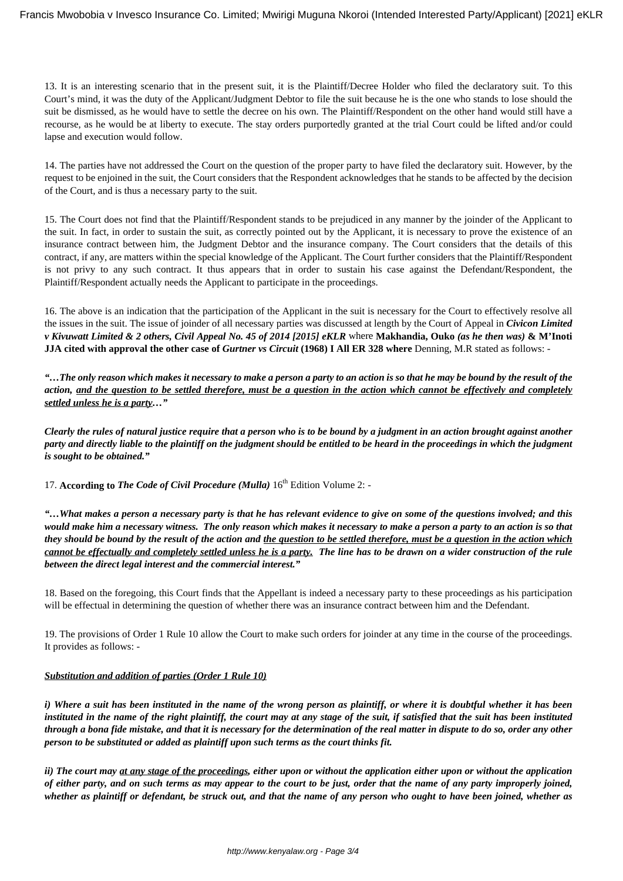13. It is an interesting scenario that in the present suit, it is the Plaintiff/Decree Holder who filed the declaratory suit. To this Court's mind, it was the duty of the Applicant/Judgment Debtor to file the suit because he is the one who stands to lose should the suit be dismissed, as he would have to settle the decree on his own. The Plaintiff/Respondent on the other hand would still have a recourse, as he would be at liberty to execute. The stay orders purportedly granted at the trial Court could be lifted and/or could lapse and execution would follow.

14. The parties have not addressed the Court on the question of the proper party to have filed the declaratory suit. However, by the request to be enjoined in the suit, the Court considers that the Respondent acknowledges that he stands to be affected by the decision of the Court, and is thus a necessary party to the suit.

15. The Court does not find that the Plaintiff/Respondent stands to be prejudiced in any manner by the joinder of the Applicant to the suit. In fact, in order to sustain the suit, as correctly pointed out by the Applicant, it is necessary to prove the existence of an insurance contract between him, the Judgment Debtor and the insurance company. The Court considers that the details of this contract, if any, are matters within the special knowledge of the Applicant. The Court further considers that the Plaintiff/Respondent is not privy to any such contract. It thus appears that in order to sustain his case against the Defendant/Respondent, the Plaintiff/Respondent actually needs the Applicant to participate in the proceedings.

16. The above is an indication that the participation of the Applicant in the suit is necessary for the Court to effectively resolve all the issues in the suit. The issue of joinder of all necessary parties was discussed at length by the Court of Appeal in ***Civicon Limited v Kivuwatt Limited & 2 others, Civil Appeal No. 45 of 2014 [2015] eKLR*** where **Makhandia, Ouko** ***(as he then was)*** **& M'Inoti JJA cited with approval the other case of** ***Gurtner vs Circuit*** **(1968) I All ER 328 where** Denning, M.R stated as follows: -

***"…The only reason which makes it necessary to make a person a party to an action is so that he may be bound by the result of the action, <u>and the question to be settled therefore, must be a question in the action which cannot be effectively and completely settled unless he is a party</u>…"***

***Clearly the rules of natural justice require that a person who is to be bound by a judgment in an action brought against another party and directly liable to the plaintiff on the judgment should be entitled to be heard in the proceedings in which the judgment is sought to be obtained."***

17. **According to** ***The Code of Civil Procedure (Mulla)*** 16th Edition Volume 2: -

***"…What makes a person a necessary party is that he has relevant evidence to give on some of the questions involved; and this would make him a necessary witness. The only reason which makes it necessary to make a person a party to an action is so that they should be bound by the result of the action and <u>the question to be settled therefore, must be a question in the action which cannot be effectually and completely settled unless he is a party.</u> The line has to be drawn on a wider construction of the rule between the direct legal interest and the commercial interest."***

18. Based on the foregoing, this Court finds that the Appellant is indeed a necessary party to these proceedings as his participation will be effectual in determining the question of whether there was an insurance contract between him and the Defendant.

19. The provisions of Order 1 Rule 10 allow the Court to make such orders for joinder at any time in the course of the proceedings. It provides as follows: -

***<u>Substitution and addition of parties (Order 1 Rule 10)</u>***

***i) Where a suit has been instituted in the name of the wrong person as plaintiff, or where it is doubtful whether it has been instituted in the name of the right plaintiff, the court may at any stage of the suit, if satisfied that the suit has been instituted through a bona fide mistake, and that it is necessary for the determination of the real matter in dispute to do so, order any other person to be substituted or added as plaintiff upon such terms as the court thinks fit.***

***ii) The court may <u>at any stage of the proceedings</u>, either upon or without the application either upon or without the application of either party, and on such terms as may appear to the court to be just, order that the name of any party improperly joined, whether as plaintiff or defendant, be struck out, and that the name of any person who ought to have been joined, whether as***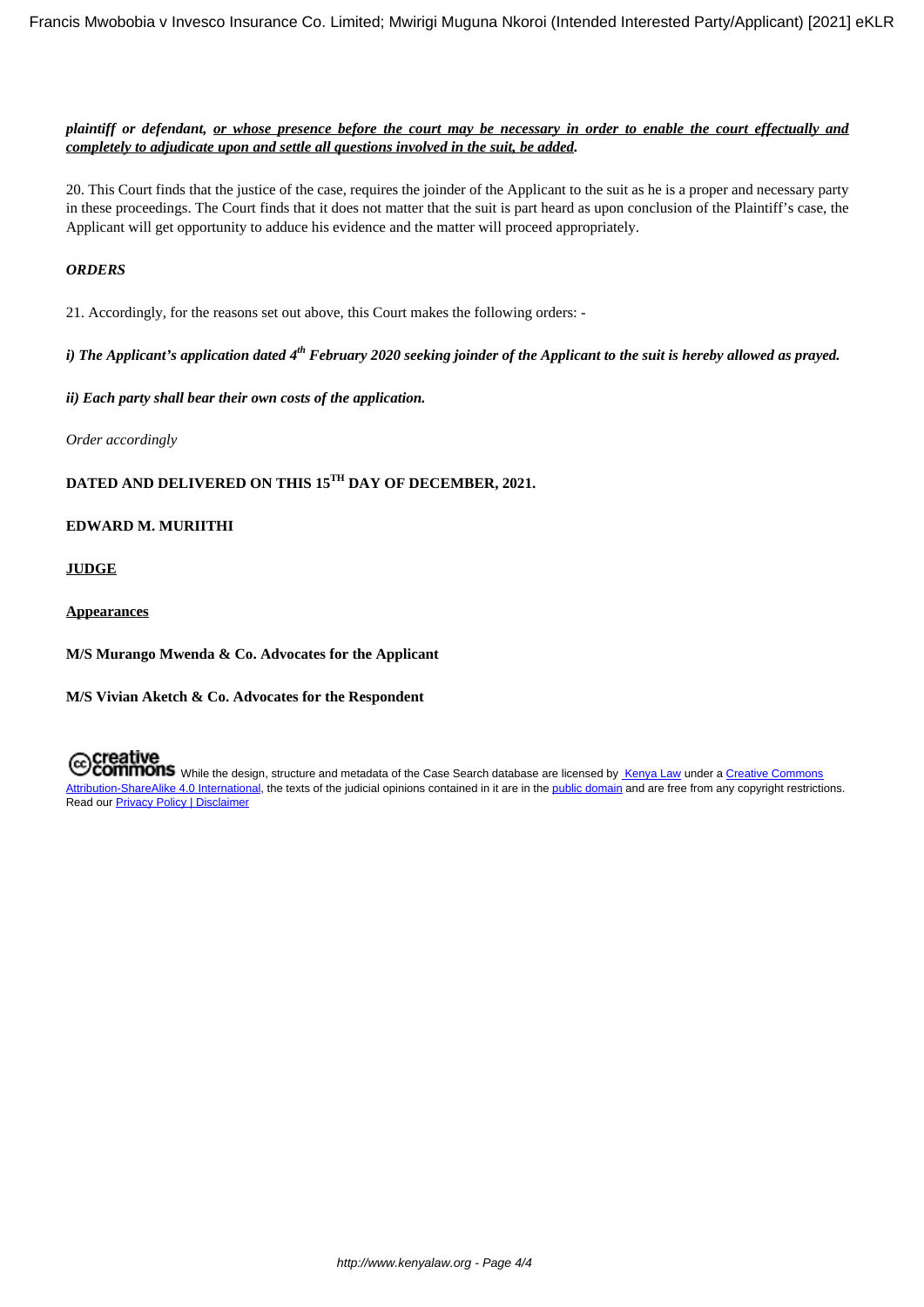***plaintiff or defendant, <u>or whose presence before the court may be necessary in order to enable the court effectually and completely to adjudicate upon and settle all questions involved in the suit, be added</u>.***

20. This Court finds that the justice of the case, requires the joinder of the Applicant to the suit as he is a proper and necessary party in these proceedings. The Court finds that it does not matter that the suit is part heard as upon conclusion of the Plaintiff's case, the Applicant will get opportunity to adduce his evidence and the matter will proceed appropriately.

***ORDERS***

21. Accordingly, for the reasons set out above, this Court makes the following orders: -

***i) The Applicant's application dated 4th February 2020 seeking joinder of the Applicant to the suit is hereby allowed as prayed.***

***ii) Each party shall bear their own costs of the application.***

*Order accordingly*

**DATED AND DELIVERED ON THIS 15TH DAY OF DECEMBER, 2021.**

**EDWARD M. MURIITHI**

**<u>JUDGE</u>**

**<u>Appearances</u>**

**M/S Murango Mwenda & Co. Advocates for the Applicant**

**M/S Vivian Aketch & Co. Advocates for the Respondent**

While the design, structure and metadata of the Case Search database are licensed by Kenya Law under a Creative Commons Attribution-ShareAlike 4.0 International, the texts of the judicial opinions contained in it are in the public domain and are free from any copyright restrictions. Read our Privacy Policy | Disclaimer